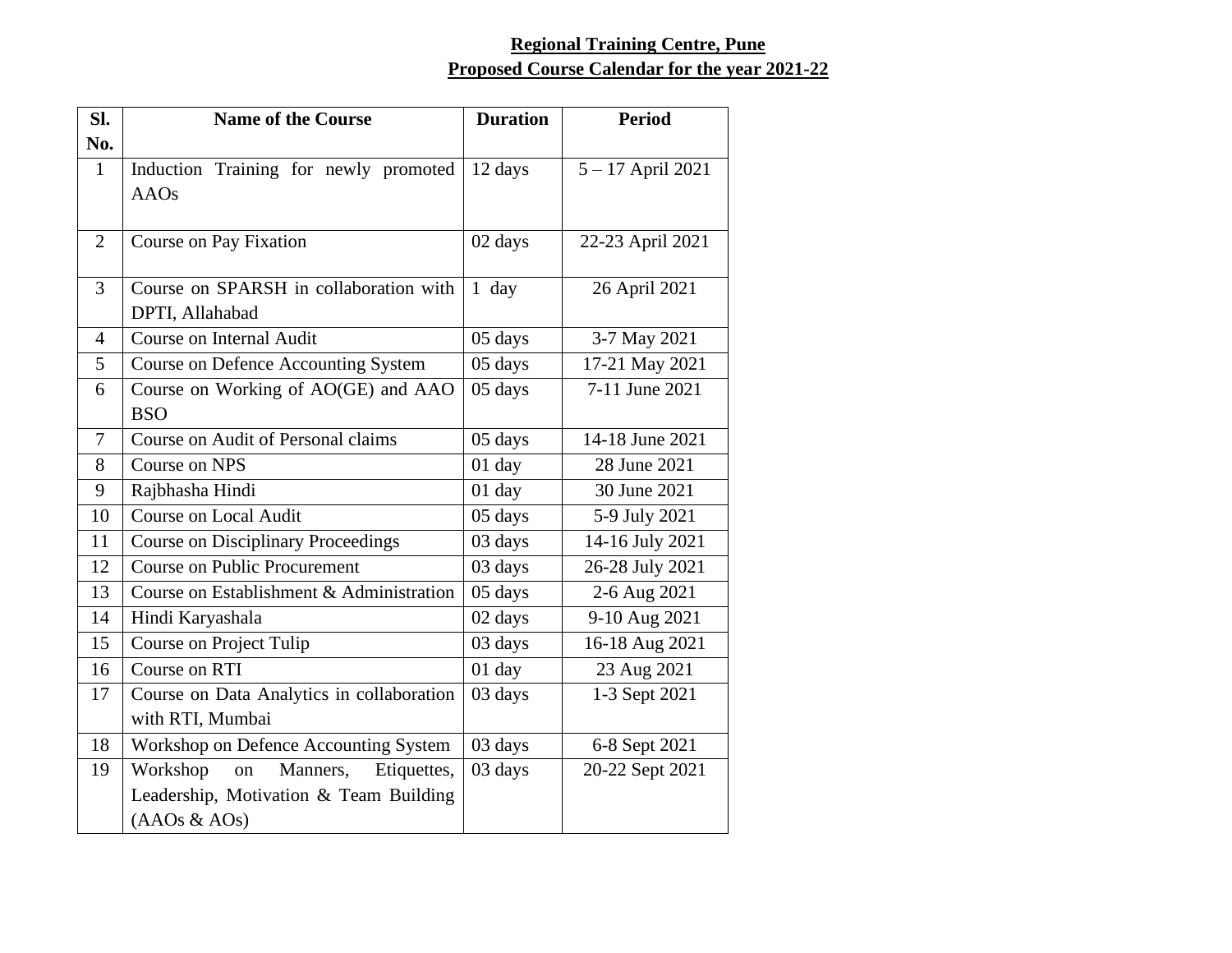**Regional Training Centre, Pune**

**Proposed Course Calendar for the year 2021-22**

| Sl. No. | Name of the Course | Duration | Period |
|---|---|---|---|
| 1 | Induction Training for newly promoted AAOs | 12 days | 5 – 17 April 2021 |
| 2 | Course on Pay Fixation | 02 days | 22-23 April 2021 |
| 3 | Course on SPARSH in collaboration with DPTI, Allahabad | 1 day | 26 April 2021 |
| 4 | Course on Internal Audit | 05 days | 3-7 May 2021 |
| 5 | Course on Defence Accounting System | 05 days | 17-21 May 2021 |
| 6 | Course on Working of AO(GE) and AAO BSO | 05 days | 7-11 June 2021 |
| 7 | Course on Audit of Personal claims | 05 days | 14-18 June 2021 |
| 8 | Course on NPS | 01 day | 28 June 2021 |
| 9 | Rajbhasha Hindi | 01 day | 30 June 2021 |
| 10 | Course on Local Audit | 05 days | 5-9 July 2021 |
| 11 | Course on Disciplinary Proceedings | 03 days | 14-16 July 2021 |
| 12 | Course on Public Procurement | 03 days | 26-28 July 2021 |
| 13 | Course on Establishment & Administration | 05 days | 2-6 Aug 2021 |
| 14 | Hindi Karyashala | 02 days | 9-10 Aug 2021 |
| 15 | Course on Project Tulip | 03 days | 16-18 Aug 2021 |
| 16 | Course on RTI | 01 day | 23 Aug 2021 |
| 17 | Course on Data Analytics in collaboration with RTI, Mumbai | 03 days | 1-3 Sept 2021 |
| 18 | Workshop on Defence Accounting System | 03 days | 6-8 Sept 2021 |
| 19 | Workshop on Manners, Etiquettes, Leadership, Motivation & Team Building (AAOs & AOs) | 03 days | 20-22 Sept 2021 |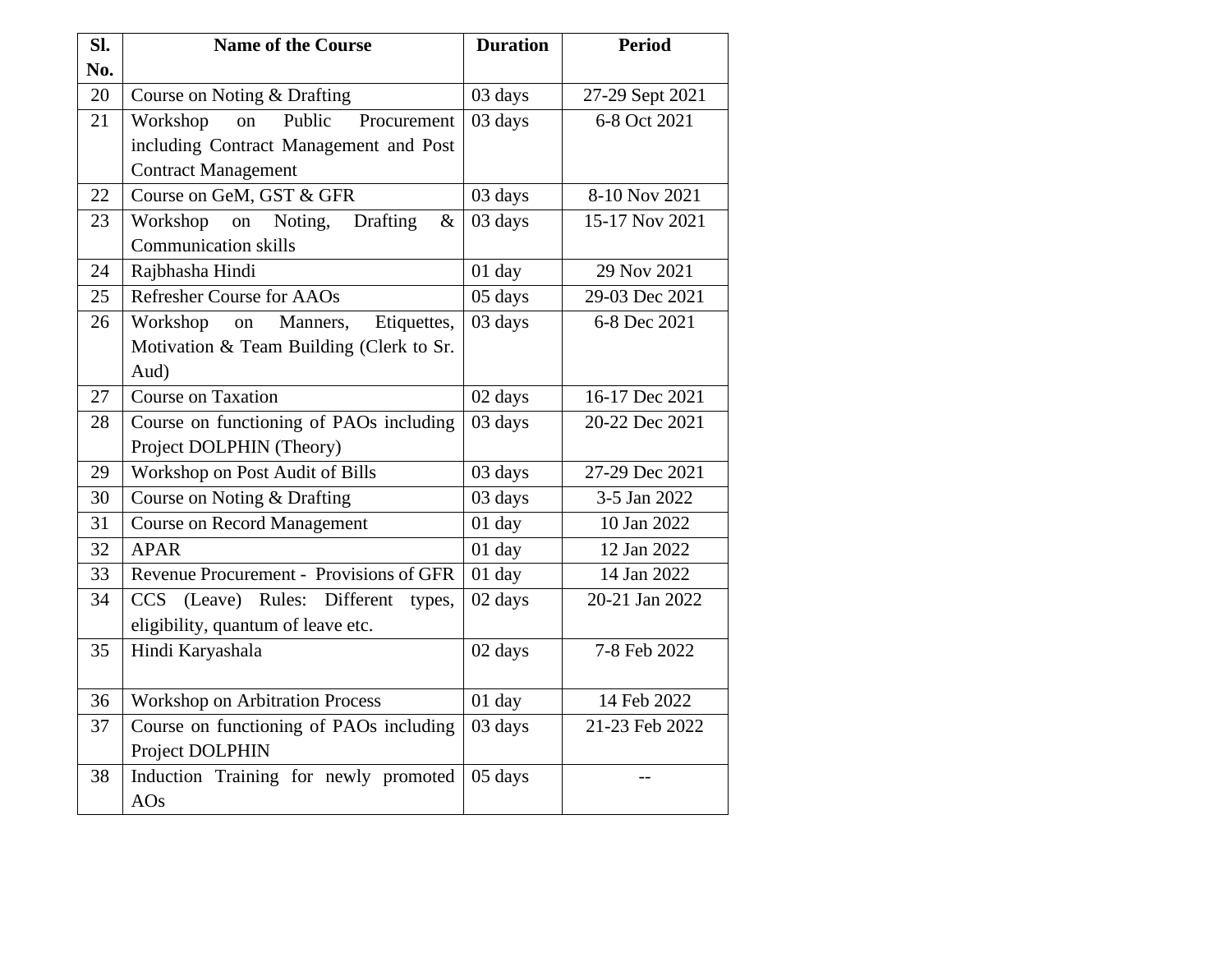| Sl. No. | Name of the Course | Duration | Period |
|---|---|---|---|
| 20 | Course on Noting & Drafting | 03 days | 27-29 Sept 2021 |
| 21 | Workshop on Public Procurement including Contract Management and Post Contract Management | 03 days | 6-8 Oct 2021 |
| 22 | Course on GeM, GST & GFR | 03 days | 8-10 Nov 2021 |
| 23 | Workshop on Noting, Drafting & Communication skills | 03 days | 15-17 Nov 2021 |
| 24 | Rajbhasha Hindi | 01 day | 29 Nov 2021 |
| 25 | Refresher Course for AAOs | 05 days | 29-03 Dec 2021 |
| 26 | Workshop on Manners, Etiquettes, Motivation & Team Building (Clerk to Sr. Aud) | 03 days | 6-8 Dec 2021 |
| 27 | Course on Taxation | 02 days | 16-17 Dec 2021 |
| 28 | Course on functioning of PAOs including Project DOLPHIN (Theory) | 03 days | 20-22 Dec 2021 |
| 29 | Workshop on Post Audit of Bills | 03 days | 27-29 Dec 2021 |
| 30 | Course on Noting & Drafting | 03 days | 3-5 Jan 2022 |
| 31 | Course on Record Management | 01 day | 10 Jan 2022 |
| 32 | APAR | 01 day | 12 Jan 2022 |
| 33 | Revenue Procurement - Provisions of GFR | 01 day | 14 Jan 2022 |
| 34 | CCS (Leave) Rules: Different types, eligibility, quantum of leave etc. | 02 days | 20-21 Jan 2022 |
| 35 | Hindi Karyashala | 02 days | 7-8 Feb 2022 |
| 36 | Workshop on Arbitration Process | 01 day | 14 Feb 2022 |
| 37 | Course on functioning of PAOs including Project DOLPHIN | 03 days | 21-23 Feb 2022 |
| 38 | Induction Training for newly promoted AOs | 05 days | -- |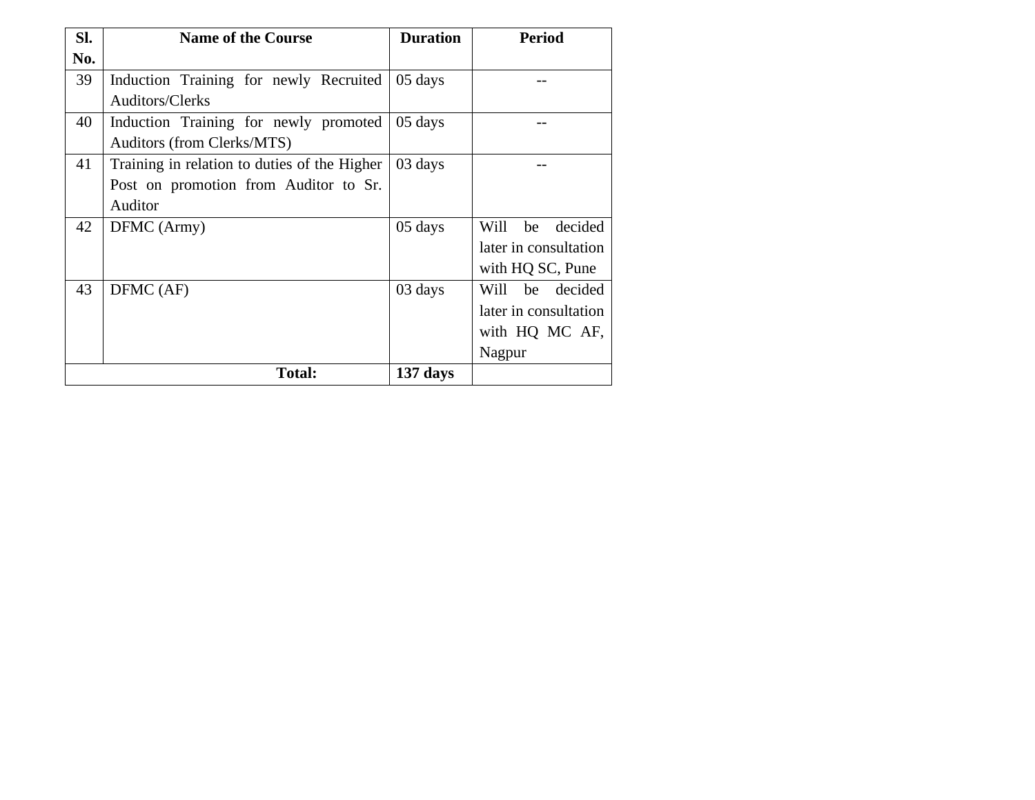| Sl. No. | Name of the Course | Duration | Period |
|---|---|---|---|
| 39 | Induction Training for newly Recruited Auditors/Clerks | 05 days | -- |
| 40 | Induction Training for newly promoted Auditors (from Clerks/MTS) | 05 days | -- |
| 41 | Training in relation to duties of the Higher Post on promotion from Auditor to Sr. Auditor | 03 days | -- |
| 42 | DFMC (Army) | 05 days | Will be decided later in consultation with HQ SC, Pune |
| 43 | DFMC (AF) | 03 days | Will be decided later in consultation with HQ MC AF, Nagpur |
| | **Total:** | **137 days** | |